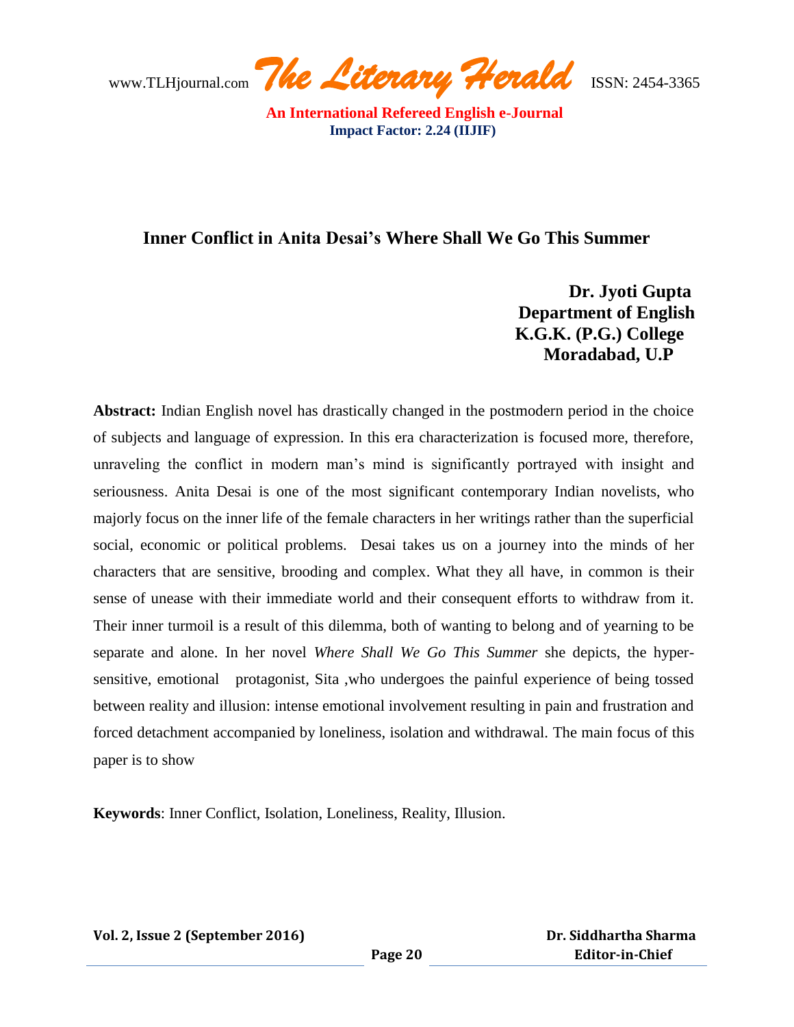# Inner Conflict in Anita Desai's Where Shall We Go This Summer

**Dr. Jyoti Gupta**
**Department of English**
**K.G.K. (P.G.) College**
**Moradabad, U.P**

**Abstract:** Indian English novel has drastically changed in the postmodern period in the choice of subjects and language of expression. In this era characterization is focused more, therefore, unraveling the conflict in modern man's mind is significantly portrayed with insight and seriousness. Anita Desai is one of the most significant contemporary Indian novelists, who majorly focus on the inner life of the female characters in her writings rather than the superficial social, economic or political problems. Desai takes us on a journey into the minds of her characters that are sensitive, brooding and complex. What they all have, in common is their sense of unease with their immediate world and their consequent efforts to withdraw from it. Their inner turmoil is a result of this dilemma, both of wanting to belong and of yearning to be separate and alone. In her novel *Where Shall We Go This Summer* she depicts, the hyper-sensitive, emotional protagonist, Sita ,who undergoes the painful experience of being tossed between reality and illusion: intense emotional involvement resulting in pain and frustration and forced detachment accompanied by loneliness, isolation and withdrawal. The main focus of this paper is to show

**Keywords**: Inner Conflict, Isolation, Loneliness, Reality, Illusion.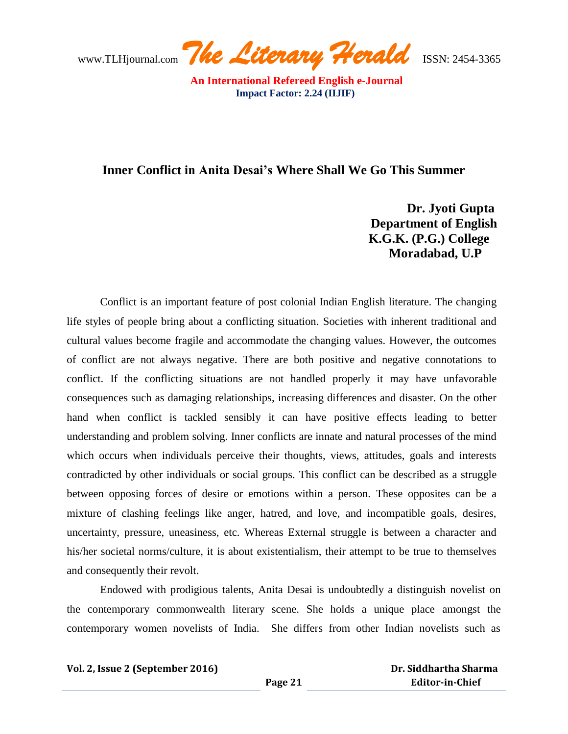# Inner Conflict in Anita Desai's Where Shall We Go This Summer

**Dr. Jyoti Gupta**
**Department of English**
**K.G.K. (P.G.) College**
**Moradabad, U.P**

Conflict is an important feature of post colonial Indian English literature. The changing life styles of people bring about a conflicting situation. Societies with inherent traditional and cultural values become fragile and accommodate the changing values. However, the outcomes of conflict are not always negative. There are both positive and negative connotations to conflict. If the conflicting situations are not handled properly it may have unfavorable consequences such as damaging relationships, increasing differences and disaster. On the other hand when conflict is tackled sensibly it can have positive effects leading to better understanding and problem solving. Inner conflicts are innate and natural processes of the mind which occurs when individuals perceive their thoughts, views, attitudes, goals and interests contradicted by other individuals or social groups. This conflict can be described as a struggle between opposing forces of desire or emotions within a person. These opposites can be a mixture of clashing feelings like anger, hatred, and love, and incompatible goals, desires, uncertainty, pressure, uneasiness, etc. Whereas External struggle is between a character and his/her societal norms/culture, it is about existentialism, their attempt to be true to themselves and consequently their revolt.

Endowed with prodigious talents, Anita Desai is undoubtedly a distinguish novelist on the contemporary commonwealth literary scene. She holds a unique place amongst the contemporary women novelists of India. She differs from other Indian novelists such as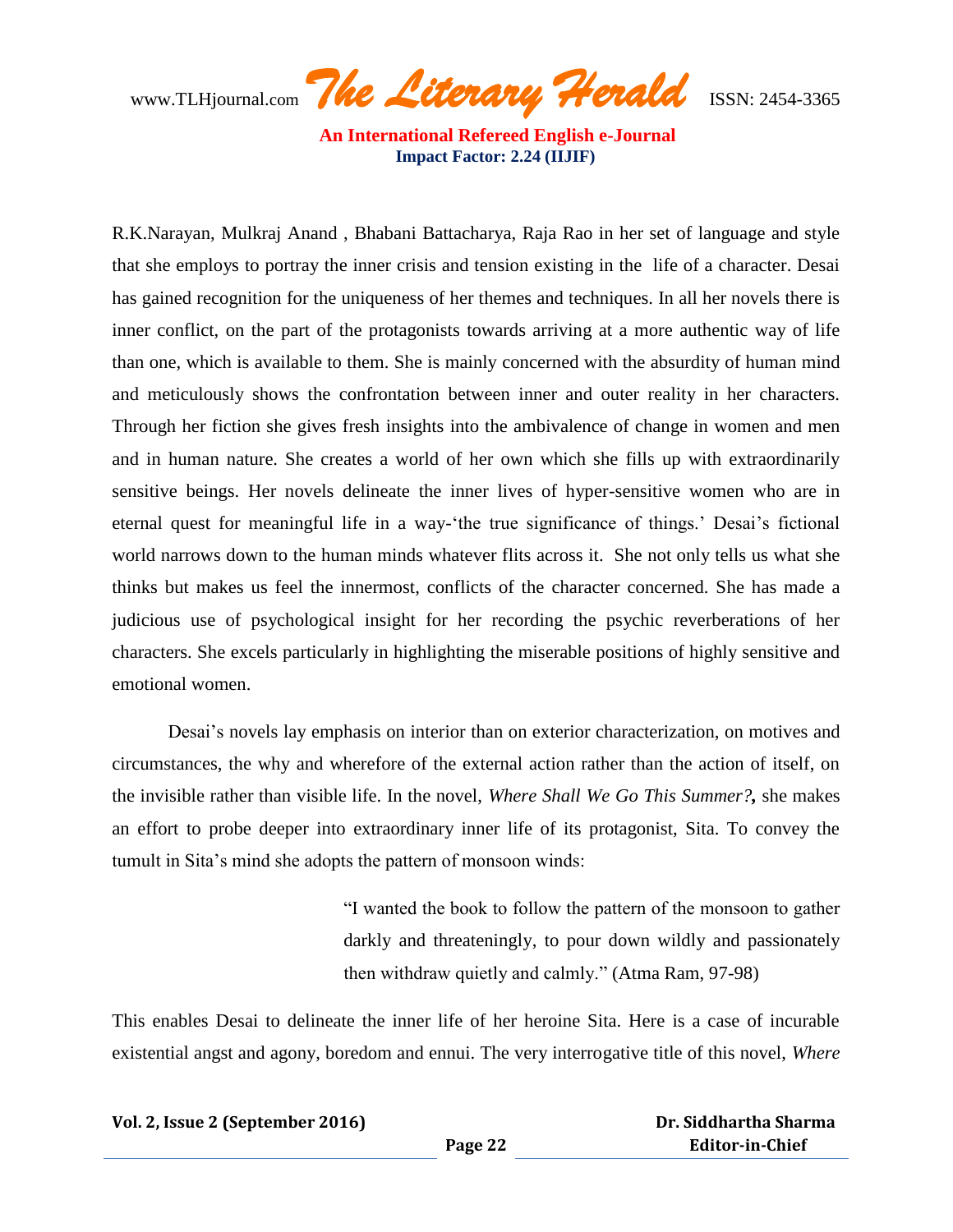R.K.Narayan, Mulkraj Anand , Bhabani Battacharya, Raja Rao in her set of language and style that she employs to portray the inner crisis and tension existing in the life of a character. Desai has gained recognition for the uniqueness of her themes and techniques. In all her novels there is inner conflict, on the part of the protagonists towards arriving at a more authentic way of life than one, which is available to them. She is mainly concerned with the absurdity of human mind and meticulously shows the confrontation between inner and outer reality in her characters. Through her fiction she gives fresh insights into the ambivalence of change in women and men and in human nature. She creates a world of her own which she fills up with extraordinarily sensitive beings. Her novels delineate the inner lives of hyper-sensitive women who are in eternal quest for meaningful life in a way-'the true significance of things.' Desai's fictional world narrows down to the human minds whatever flits across it. She not only tells us what she thinks but makes us feel the innermost, conflicts of the character concerned. She has made a judicious use of psychological insight for her recording the psychic reverberations of her characters. She excels particularly in highlighting the miserable positions of highly sensitive and emotional women.

Desai's novels lay emphasis on interior than on exterior characterization, on motives and circumstances, the why and wherefore of the external action rather than the action of itself, on the invisible rather than visible life. In the novel, *Where Shall We Go This Summer?***,** she makes an effort to probe deeper into extraordinary inner life of its protagonist, Sita. To convey the tumult in Sita's mind she adopts the pattern of monsoon winds:

> "I wanted the book to follow the pattern of the monsoon to gather darkly and threateningly, to pour down wildly and passionately then withdraw quietly and calmly." (Atma Ram, 97-98)

This enables Desai to delineate the inner life of her heroine Sita. Here is a case of incurable existential angst and agony, boredom and ennui. The very interrogative title of this novel, *Where*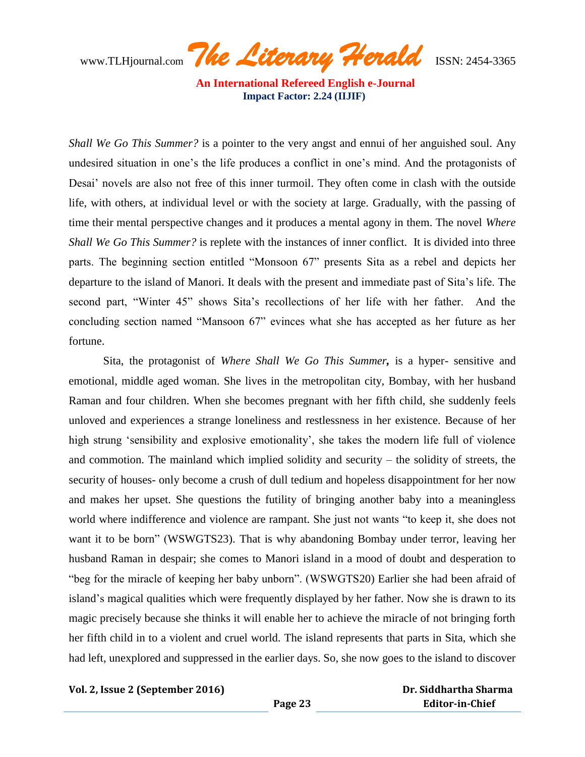*Shall We Go This Summer?* is a pointer to the very angst and ennui of her anguished soul. Any undesired situation in one's the life produces a conflict in one's mind. And the protagonists of Desai' novels are also not free of this inner turmoil. They often come in clash with the outside life, with others, at individual level or with the society at large. Gradually, with the passing of time their mental perspective changes and it produces a mental agony in them. The novel *Where Shall We Go This Summer?* is replete with the instances of inner conflict. It is divided into three parts. The beginning section entitled "Monsoon 67" presents Sita as a rebel and depicts her departure to the island of Manori. It deals with the present and immediate past of Sita's life. The second part, "Winter 45" shows Sita's recollections of her life with her father. And the concluding section named "Mansoon 67" evinces what she has accepted as her future as her fortune.

Sita, the protagonist of *Where Shall We Go This Summer*, is a hyper- sensitive and emotional, middle aged woman. She lives in the metropolitan city, Bombay, with her husband Raman and four children. When she becomes pregnant with her fifth child, she suddenly feels unloved and experiences a strange loneliness and restlessness in her existence. Because of her high strung 'sensibility and explosive emotionality', she takes the modern life full of violence and commotion. The mainland which implied solidity and security – the solidity of streets, the security of houses- only become a crush of dull tedium and hopeless disappointment for her now and makes her upset. She questions the futility of bringing another baby into a meaningless world where indifference and violence are rampant. She just not wants "to keep it, she does not want it to be born" (WSWGTS23). That is why abandoning Bombay under terror, leaving her husband Raman in despair; she comes to Manori island in a mood of doubt and desperation to "beg for the miracle of keeping her baby unborn". (WSWGTS20) Earlier she had been afraid of island's magical qualities which were frequently displayed by her father. Now she is drawn to its magic precisely because she thinks it will enable her to achieve the miracle of not bringing forth her fifth child in to a violent and cruel world. The island represents that parts in Sita, which she had left, unexplored and suppressed in the earlier days. So, she now goes to the island to discover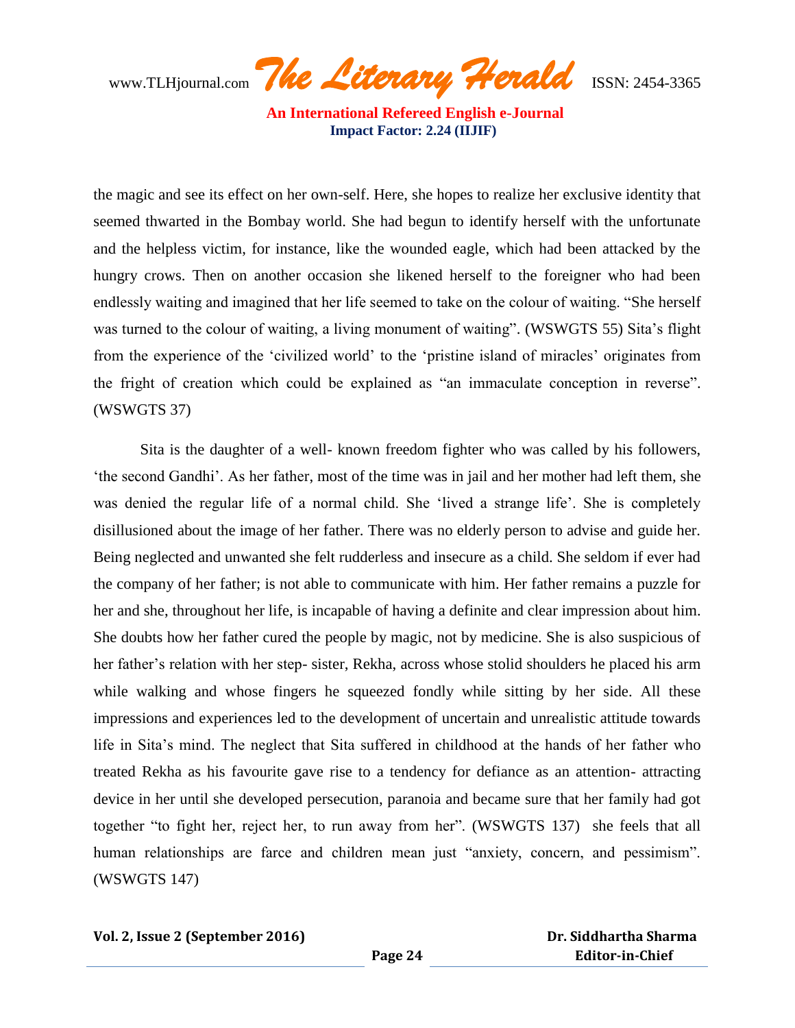the magic and see its effect on her own-self. Here, she hopes to realize her exclusive identity that seemed thwarted in the Bombay world. She had begun to identify herself with the unfortunate and the helpless victim, for instance, like the wounded eagle, which had been attacked by the hungry crows. Then on another occasion she likened herself to the foreigner who had been endlessly waiting and imagined that her life seemed to take on the colour of waiting. "She herself was turned to the colour of waiting, a living monument of waiting". (WSWGTS 55) Sita's flight from the experience of the 'civilized world' to the 'pristine island of miracles' originates from the fright of creation which could be explained as "an immaculate conception in reverse". (WSWGTS 37)

Sita is the daughter of a well- known freedom fighter who was called by his followers, 'the second Gandhi'. As her father, most of the time was in jail and her mother had left them, she was denied the regular life of a normal child. She 'lived a strange life'. She is completely disillusioned about the image of her father. There was no elderly person to advise and guide her. Being neglected and unwanted she felt rudderless and insecure as a child. She seldom if ever had the company of her father; is not able to communicate with him. Her father remains a puzzle for her and she, throughout her life, is incapable of having a definite and clear impression about him. She doubts how her father cured the people by magic, not by medicine. She is also suspicious of her father's relation with her step- sister, Rekha, across whose stolid shoulders he placed his arm while walking and whose fingers he squeezed fondly while sitting by her side. All these impressions and experiences led to the development of uncertain and unrealistic attitude towards life in Sita's mind. The neglect that Sita suffered in childhood at the hands of her father who treated Rekha as his favourite gave rise to a tendency for defiance as an attention- attracting device in her until she developed persecution, paranoia and became sure that her family had got together "to fight her, reject her, to run away from her". (WSWGTS 137) she feels that all human relationships are farce and children mean just "anxiety, concern, and pessimism". (WSWGTS 147)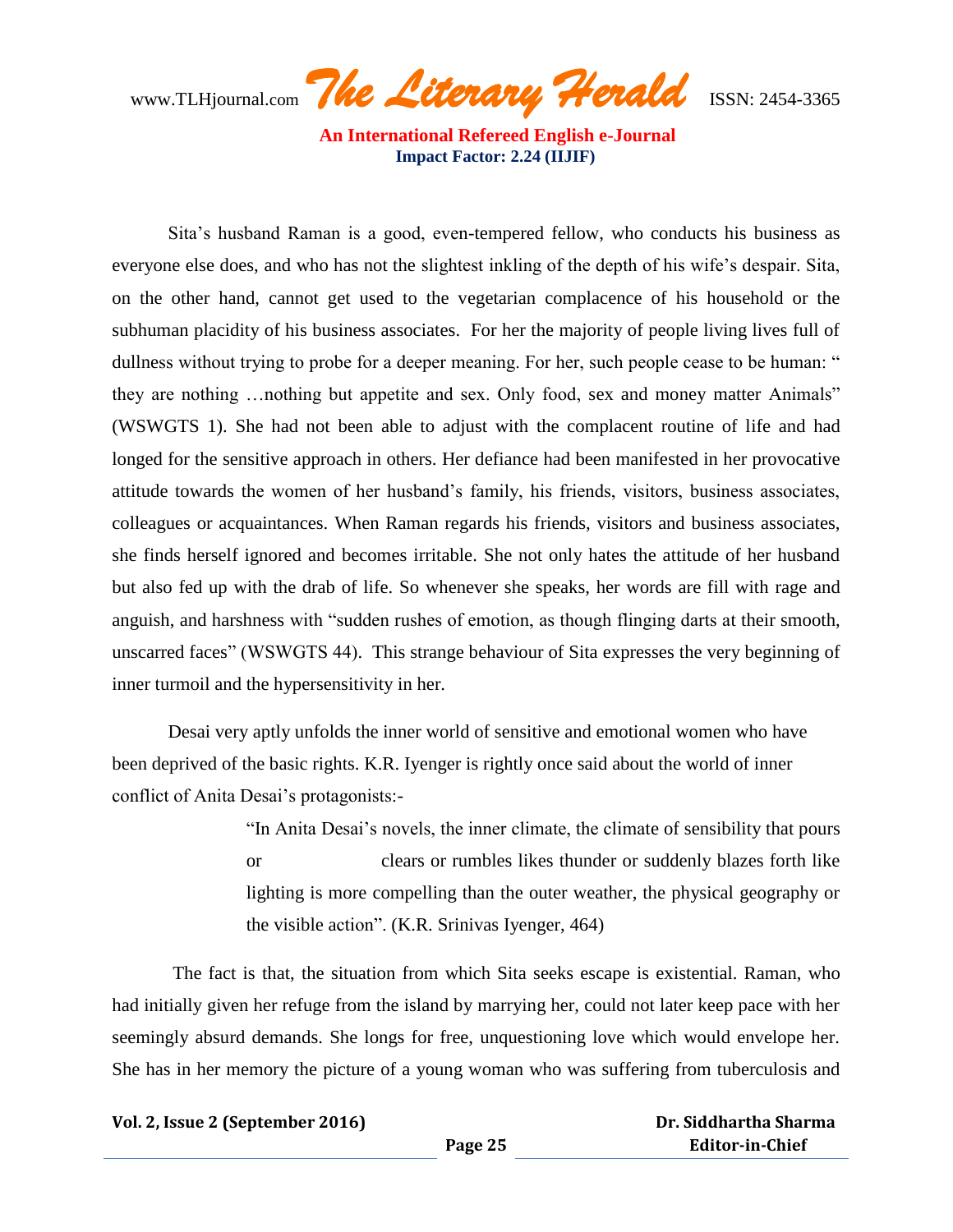Sita's husband Raman is a good, even-tempered fellow, who conducts his business as everyone else does, and who has not the slightest inkling of the depth of his wife's despair. Sita, on the other hand, cannot get used to the vegetarian complacence of his household or the subhuman placidity of his business associates. For her the majority of people living lives full of dullness without trying to probe for a deeper meaning. For her, such people cease to be human: " they are nothing …nothing but appetite and sex. Only food, sex and money matter Animals" (WSWGTS 1). She had not been able to adjust with the complacent routine of life and had longed for the sensitive approach in others. Her defiance had been manifested in her provocative attitude towards the women of her husband's family, his friends, visitors, business associates, colleagues or acquaintances. When Raman regards his friends, visitors and business associates, she finds herself ignored and becomes irritable. She not only hates the attitude of her husband but also fed up with the drab of life. So whenever she speaks, her words are fill with rage and anguish, and harshness with "sudden rushes of emotion, as though flinging darts at their smooth, unscarred faces" (WSWGTS 44). This strange behaviour of Sita expresses the very beginning of inner turmoil and the hypersensitivity in her.

Desai very aptly unfolds the inner world of sensitive and emotional women who have been deprived of the basic rights. K.R. Iyenger is rightly once said about the world of inner conflict of Anita Desai's protagonists:-

> "In Anita Desai's novels, the inner climate, the climate of sensibility that pours or clears or rumbles likes thunder or suddenly blazes forth like lighting is more compelling than the outer weather, the physical geography or the visible action". (K.R. Srinivas Iyenger, 464)

The fact is that, the situation from which Sita seeks escape is existential. Raman, who had initially given her refuge from the island by marrying her, could not later keep pace with her seemingly absurd demands. She longs for free, unquestioning love which would envelope her. She has in her memory the picture of a young woman who was suffering from tuberculosis and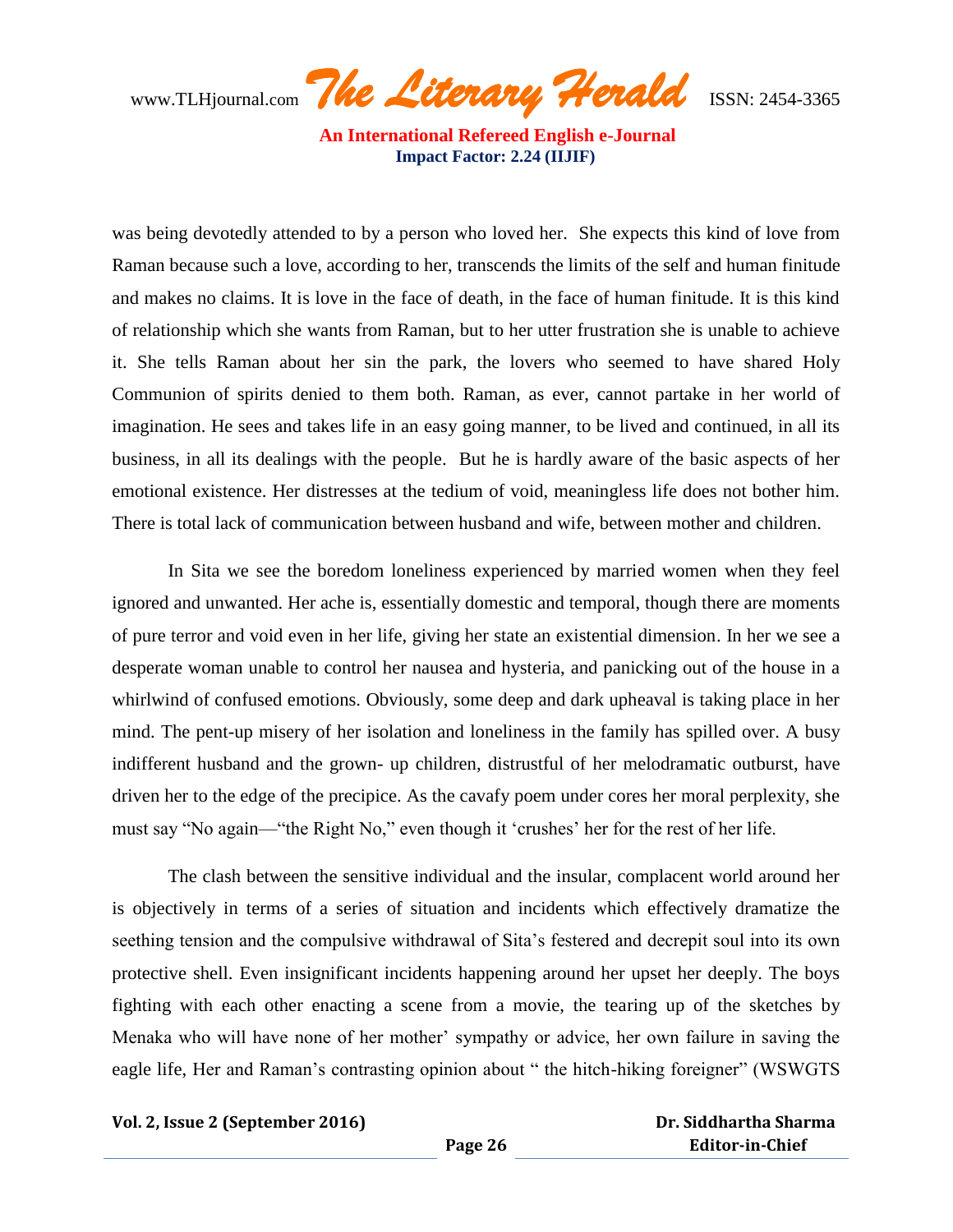was being devotedly attended to by a person who loved her. She expects this kind of love from Raman because such a love, according to her, transcends the limits of the self and human finitude and makes no claims. It is love in the face of death, in the face of human finitude. It is this kind of relationship which she wants from Raman, but to her utter frustration she is unable to achieve it. She tells Raman about her sin the park, the lovers who seemed to have shared Holy Communion of spirits denied to them both. Raman, as ever, cannot partake in her world of imagination. He sees and takes life in an easy going manner, to be lived and continued, in all its business, in all its dealings with the people. But he is hardly aware of the basic aspects of her emotional existence. Her distresses at the tedium of void, meaningless life does not bother him. There is total lack of communication between husband and wife, between mother and children.

In Sita we see the boredom loneliness experienced by married women when they feel ignored and unwanted. Her ache is, essentially domestic and temporal, though there are moments of pure terror and void even in her life, giving her state an existential dimension. In her we see a desperate woman unable to control her nausea and hysteria, and panicking out of the house in a whirlwind of confused emotions. Obviously, some deep and dark upheaval is taking place in her mind. The pent-up misery of her isolation and loneliness in the family has spilled over. A busy indifferent husband and the grown- up children, distrustful of her melodramatic outburst, have driven her to the edge of the precipice. As the cavafy poem under cores her moral perplexity, she must say "No again—"the Right No," even though it 'crushes' her for the rest of her life.

The clash between the sensitive individual and the insular, complacent world around her is objectively in terms of a series of situation and incidents which effectively dramatize the seething tension and the compulsive withdrawal of Sita's festered and decrepit soul into its own protective shell. Even insignificant incidents happening around her upset her deeply. The boys fighting with each other enacting a scene from a movie, the tearing up of the sketches by Menaka who will have none of her mother' sympathy or advice, her own failure in saving the eagle life, Her and Raman's contrasting opinion about " the hitch-hiking foreigner" (WSWGTS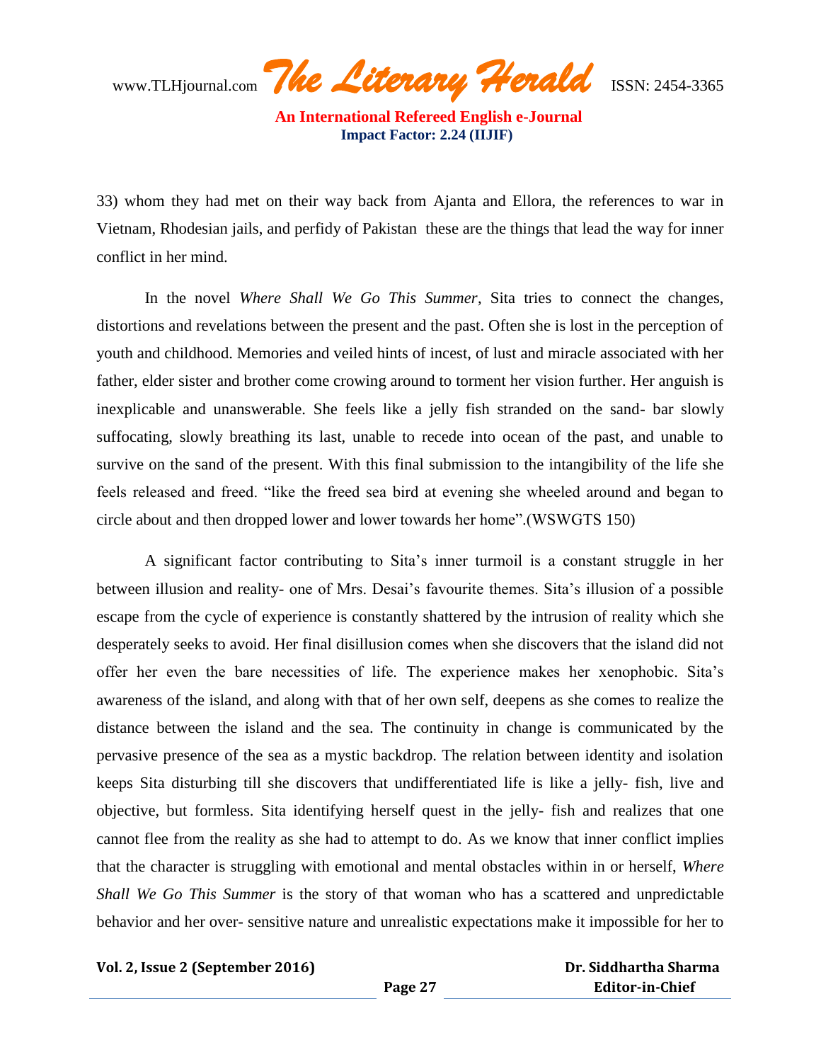33) whom they had met on their way back from Ajanta and Ellora, the references to war in Vietnam, Rhodesian jails, and perfidy of Pakistan  these are the things that lead the way for inner conflict in her mind.

In the novel *Where Shall We Go This Summer*, Sita tries to connect the changes, distortions and revelations between the present and the past. Often she is lost in the perception of youth and childhood. Memories and veiled hints of incest, of lust and miracle associated with her father, elder sister and brother come crowing around to torment her vision further. Her anguish is inexplicable and unanswerable. She feels like a jelly fish stranded on the sand- bar slowly suffocating, slowly breathing its last, unable to recede into ocean of the past, and unable to survive on the sand of the present. With this final submission to the intangibility of the life she feels released and freed. "like the freed sea bird at evening she wheeled around and began to circle about and then dropped lower and lower towards her home".(WSWGTS 150)

A significant factor contributing to Sita's inner turmoil is a constant struggle in her between illusion and reality- one of Mrs. Desai's favourite themes. Sita's illusion of a possible escape from the cycle of experience is constantly shattered by the intrusion of reality which she desperately seeks to avoid. Her final disillusion comes when she discovers that the island did not offer her even the bare necessities of life. The experience makes her xenophobic. Sita's awareness of the island, and along with that of her own self, deepens as she comes to realize the distance between the island and the sea. The continuity in change is communicated by the pervasive presence of the sea as a mystic backdrop. The relation between identity and isolation keeps Sita disturbing till she discovers that undifferentiated life is like a jelly- fish, live and objective, but formless. Sita identifying herself quest in the jelly- fish and realizes that one cannot flee from the reality as she had to attempt to do. As we know that inner conflict implies that the character is struggling with emotional and mental obstacles within in or herself, *Where Shall We Go This Summer* is the story of that woman who has a scattered and unpredictable behavior and her over- sensitive nature and unrealistic expectations make it impossible for her to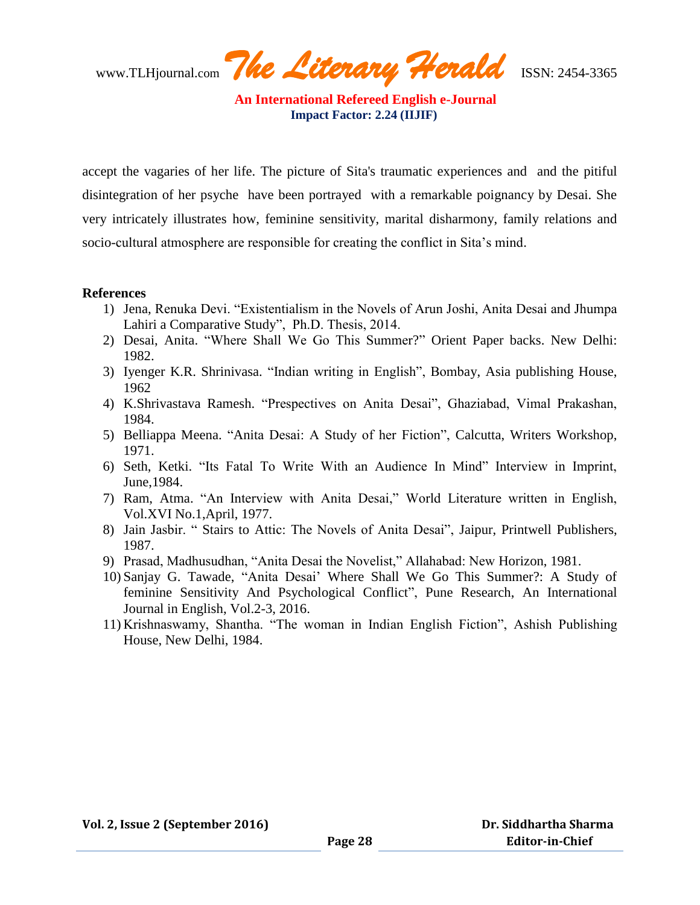accept the vagaries of her life. The picture of Sita's traumatic experiences and and the pitiful disintegration of her psyche have been portrayed with a remarkable poignancy by Desai. She very intricately illustrates how, feminine sensitivity, marital disharmony, family relations and socio-cultural atmosphere are responsible for creating the conflict in Sita's mind.

**References**

1) Jena, Renuka Devi. "Existentialism in the Novels of Arun Joshi, Anita Desai and Jhumpa Lahiri a Comparative Study", Ph.D. Thesis, 2014.
2) Desai, Anita. "Where Shall We Go This Summer?" Orient Paper backs. New Delhi: 1982.
3) Iyenger K.R. Shrinivasa. "Indian writing in English", Bombay, Asia publishing House, 1962
4) K.Shrivastava Ramesh. "Prespectives on Anita Desai", Ghaziabad, Vimal Prakashan, 1984.
5) Belliappa Meena. "Anita Desai: A Study of her Fiction", Calcutta, Writers Workshop, 1971.
6) Seth, Ketki. "Its Fatal To Write With an Audience In Mind" Interview in Imprint, June,1984.
7) Ram, Atma. "An Interview with Anita Desai," World Literature written in English, Vol.XVI No.1,April, 1977.
8) Jain Jasbir. " Stairs to Attic: The Novels of Anita Desai", Jaipur, Printwell Publishers, 1987.
9) Prasad, Madhusudhan, "Anita Desai the Novelist," Allahabad: New Horizon, 1981.
10) Sanjay G. Tawade, "Anita Desai' Where Shall We Go This Summer?: A Study of feminine Sensitivity And Psychological Conflict", Pune Research, An International Journal in English, Vol.2-3, 2016.
11) Krishnaswamy, Shantha. "The woman in Indian English Fiction", Ashish Publishing House, New Delhi, 1984.